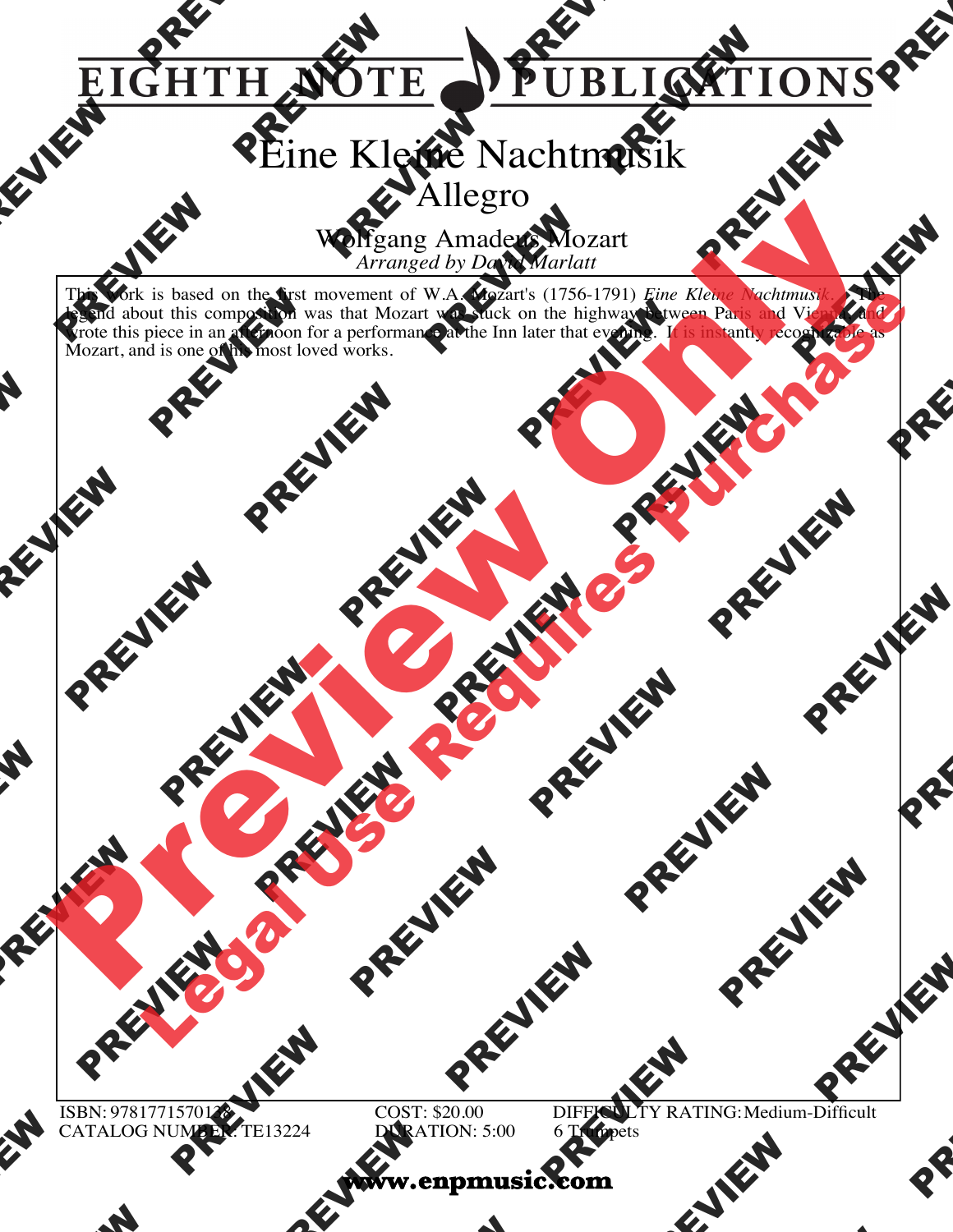EIGHTH NOTE PUBLICATIONS

# Eine Kleine Nachtmusik

## Allegro

### Wolfgang Amadeus Mozart

*Arranged by David Marlatt*

This work is based on the first movement of W.A. Mozart's (1756-1791) *Eine Kleine Nachtmusik*. The legend about this composition was that Mozart was stuck on the highway between Paris and Vienna and wrote this piece in an afternoon for a performance at the Inn later that evening. It is instantly recognizable as Mozart, and is one of his most loved works.

ISBN: 9781771570138
CATALOG NUMBER: TE13224

COST: $20.00
DURATION: 5:00

DIFFICULTY RATING: Medium-Difficult
6 Trumpets

www.enpmusic.com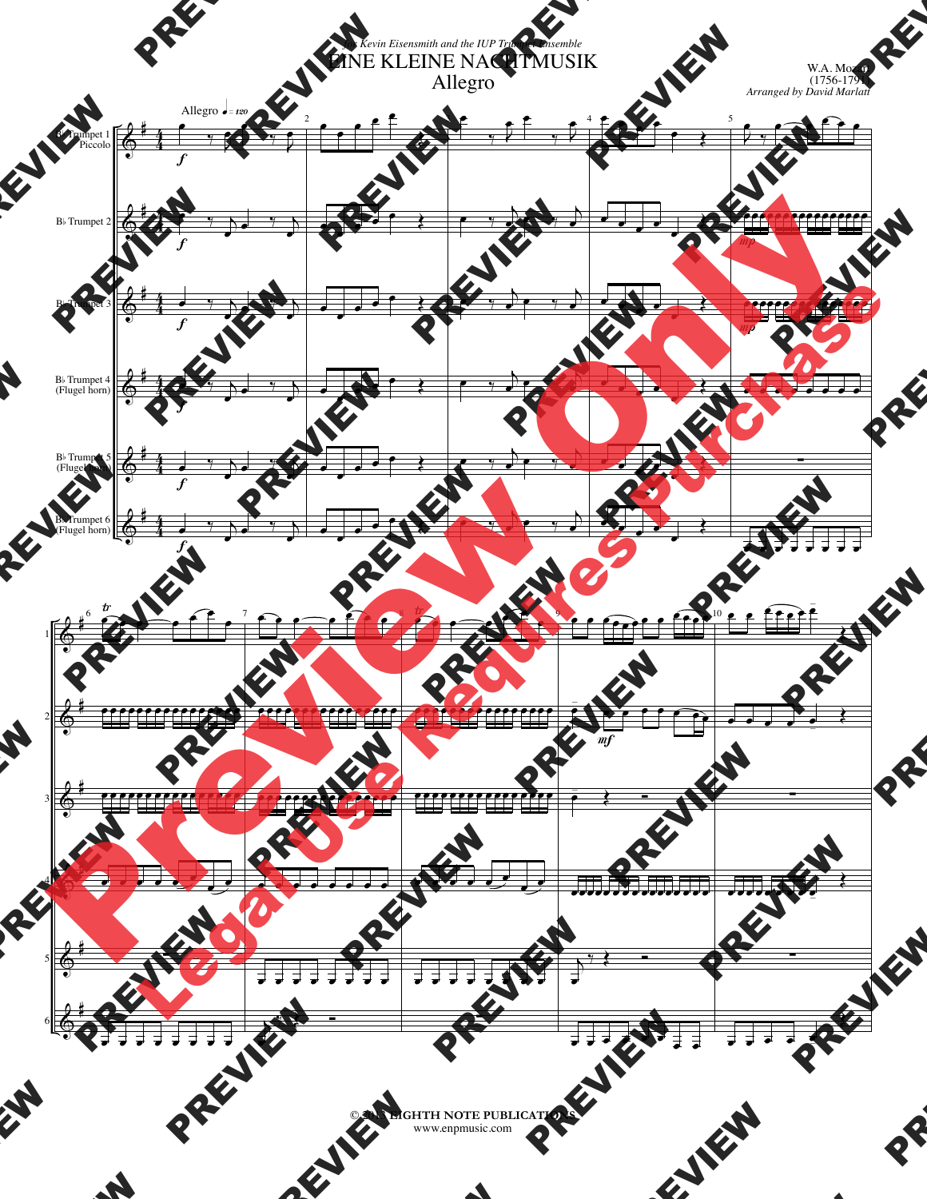*for Kevin Eisensmith and the IUP Trumpet Ensemble*

# EINE KLEINE NACHTMUSIK

## Allegro

W.A. Mozart
(1756-1791)
*Arranged by David Marlatt*

© 2013 EIGHTH NOTE PUBLICATIONS
www.enpmusic.com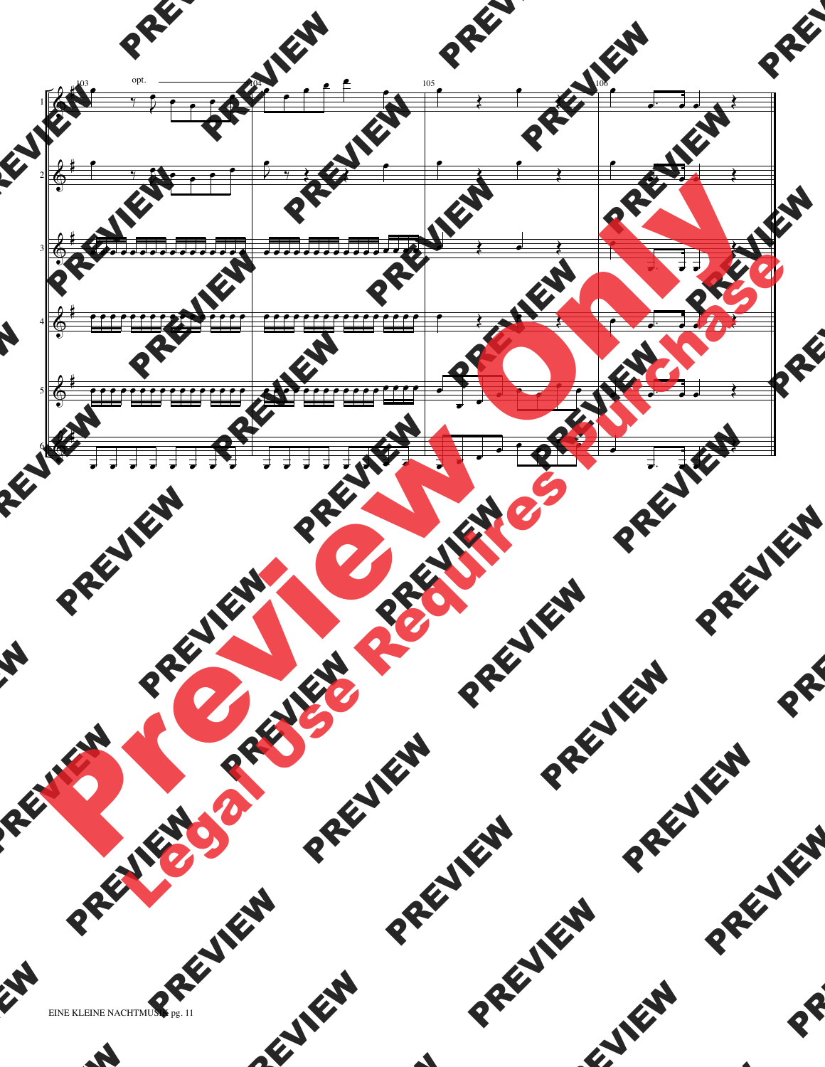103

opt.

104

105

106

1

2

3

4

5

6

Preview Only

Legal Use Requires Purchase